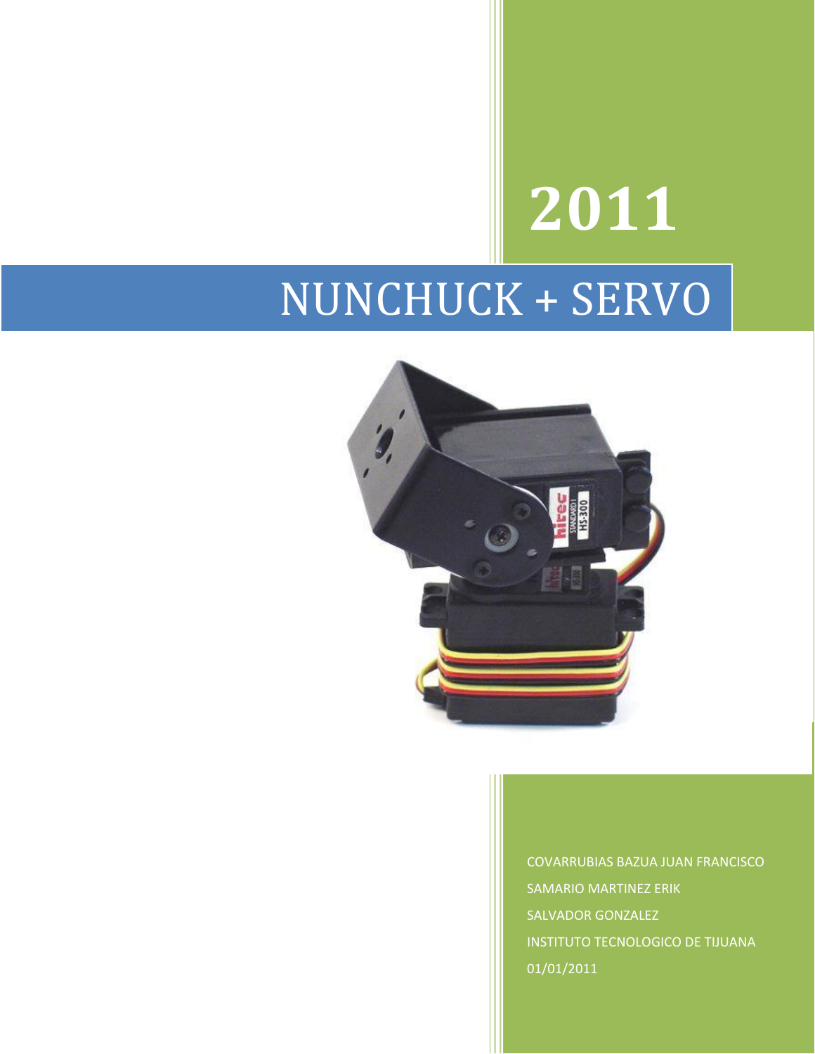# 2011

# NUNCHUCK + SERVO

COVARRUBIAS BAZUA JUAN FRANCISCO

SAMARIO MARTINEZ ERIK

SALVADOR GONZALEZ

INSTITUTO TECNOLOGICO DE TIJUANA

01/01/2011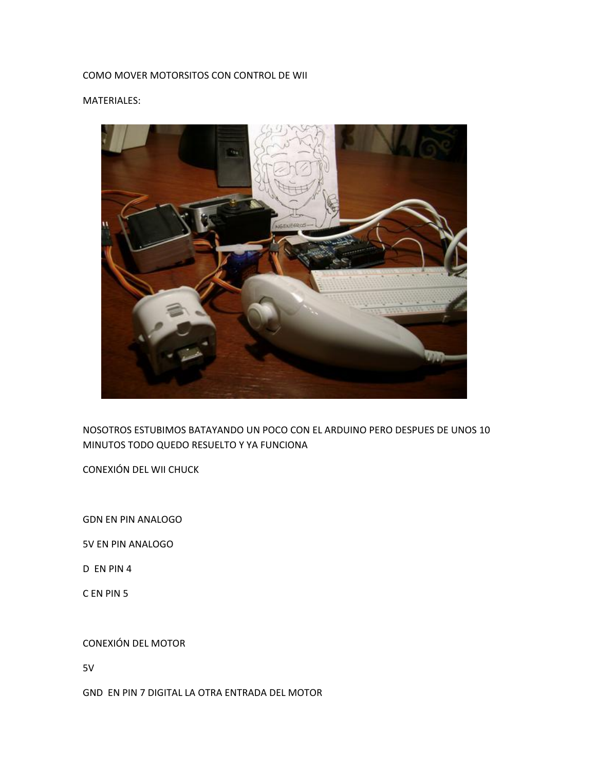COMO MOVER MOTORSITOS CON CONTROL DE WII

MATERIALES:

NOSOTROS ESTUBIMOS BATAYANDO UN POCO CON EL ARDUINO PERO DESPUES DE UNOS 10 MINUTOS TODO QUEDO RESUELTO Y YA FUNCIONA

CONEXIÓN DEL WII CHUCK

GDN EN PIN ANALOGO

5V EN PIN ANALOGO

D  EN PIN 4

C EN PIN 5

CONEXIÓN DEL MOTOR

5V

GND  EN PIN 7 DIGITAL LA OTRA ENTRADA DEL MOTOR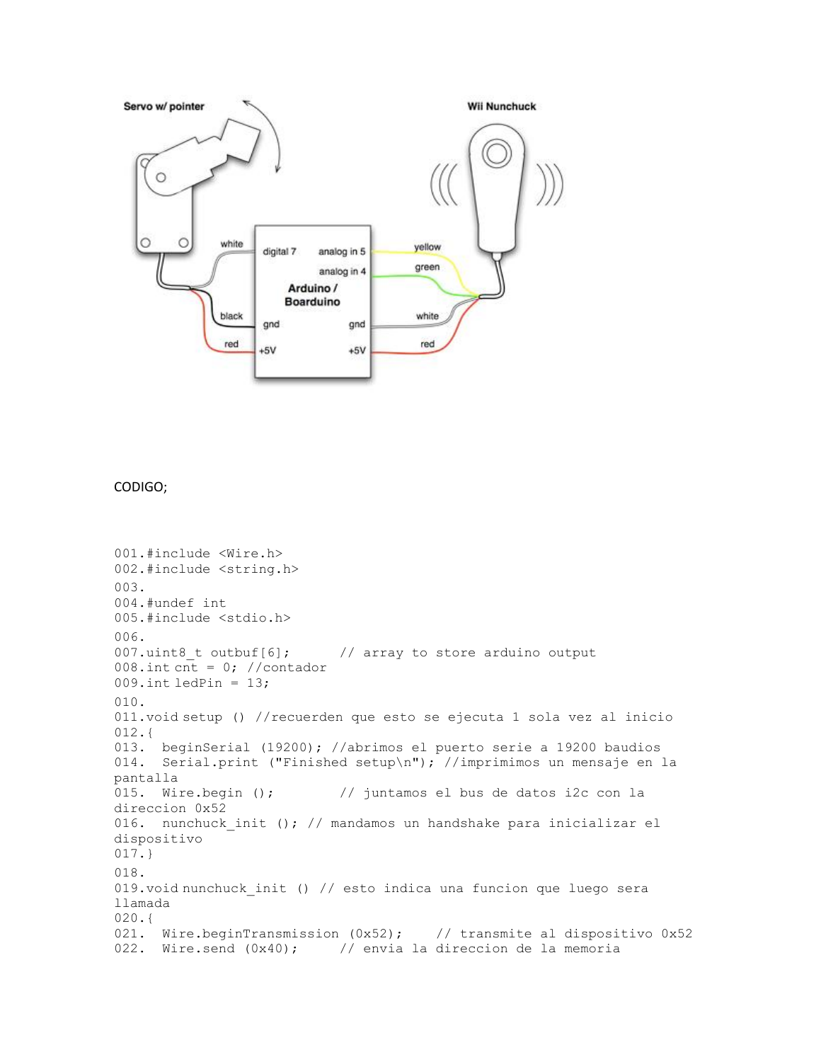CODIGO;

```
001.#include <Wire.h>
002.#include <string.h>
003.
004.#undef int
005.#include <stdio.h>
006.
007.uint8_t outbuf[6];      // array to store arduino output
008.int cnt = 0; //contador
009.int ledPin = 13;
010.
011.void setup () //recuerden que esto se ejecuta 1 sola vez al inicio
012.{
013.  beginSerial (19200); //abrimos el puerto serie a 19200 baudios
014.  Serial.print ("Finished setup\n"); //imprimimos un mensaje en la pantalla
015.  Wire.begin ();         // juntamos el bus de datos i2c con la direccion 0x52
016.  nunchuck_init (); // mandamos un handshake para inicializar el dispositivo
017.}
018.
019.void nunchuck_init () // esto indica una funcion que luego sera llamada
020.{
021.  Wire.beginTransmission (0x52);    // transmite al dispositivo 0x52
022.  Wire.send (0x40);     // envia la direccion de la memoria
```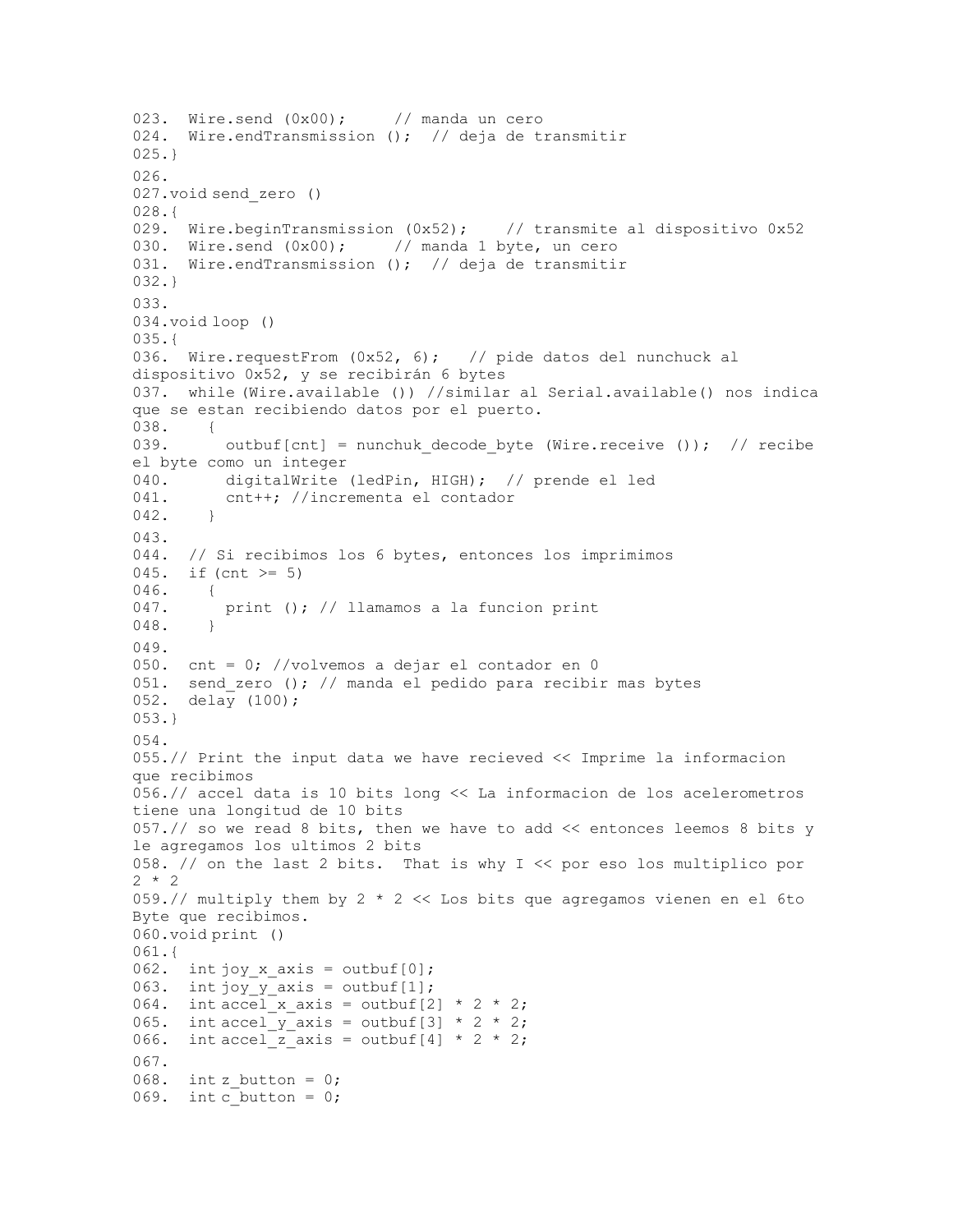```
023.  Wire.send (0x00);     // manda un cero
024.  Wire.endTransmission ();  // deja de transmitir
025.}
026.
027.void send_zero ()
028.{
029.  Wire.beginTransmission (0x52);    // transmite al dispositivo 0x52
030.  Wire.send (0x00);     // manda 1 byte, un cero
031.  Wire.endTransmission ();  // deja de transmitir
032.}
033.
034.void loop ()
035.{
036.  Wire.requestFrom (0x52, 6);   // pide datos del nunchuck al
dispositivo 0x52, y se recibirán 6 bytes
037.  while (Wire.available ()) //similar al Serial.available() nos indica
que se estan recibiendo datos por el puerto.
038.    {
039.      outbuf[cnt] = nunchuk_decode_byte (Wire.receive ());  // recibe
el byte como un integer
040.      digitalWrite (ledPin, HIGH);  // prende el led
041.      cnt++; //incrementa el contador
042.    }
043.
044.  // Si recibimos los 6 bytes, entonces los imprimimos
045.  if (cnt >= 5)
046.    {
047.      print (); // llamamos a la funcion print
048.    }
049.
050.  cnt = 0; //volvemos a dejar el contador en 0
051.  send_zero (); // manda el pedido para recibir mas bytes
052.  delay (100);
053.}
054.
055.// Print the input data we have recieved << Imprime la informacion
que recibimos
056.// accel data is 10 bits long << La informacion de los acelerometros
tiene una longitud de 10 bits
057.// so we read 8 bits, then we have to add << entonces leemos 8 bits y
le agregamos los ultimos 2 bits
058. // on the last 2 bits.  That is why I << por eso los multiplico por
2 * 2
059.// multiply them by 2 * 2 << Los bits que agregamos vienen en el 6to
Byte que recibimos.
060.void print ()
061.{
062.  int joy_x_axis = outbuf[0];
063.  int joy_y_axis = outbuf[1];
064.  int accel_x_axis = outbuf[2] * 2 * 2;
065.  int accel_y_axis = outbuf[3] * 2 * 2;
066.  int accel_z_axis = outbuf[4] * 2 * 2;
067.
068.  int z_button = 0;
069.  int c_button = 0;
```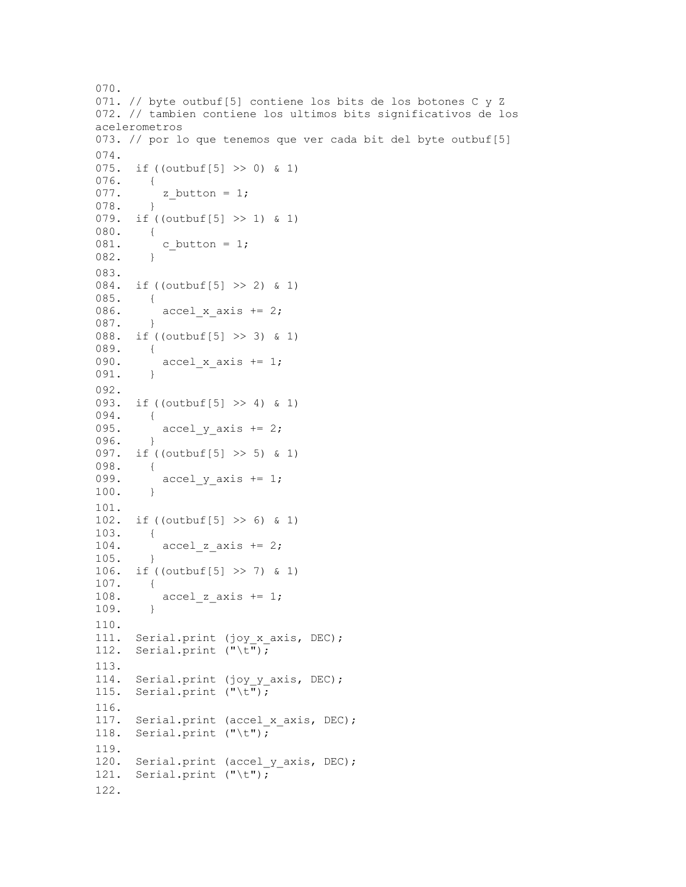```
070.
071. // byte outbuf[5] contiene los bits de los botones C y Z
072. // tambien contiene los ultimos bits significativos de los
acelerometros
073. // por lo que tenemos que ver cada bit del byte outbuf[5]
074.
075.  if ((outbuf[5] >> 0) & 1)
076.    {
077.      z_button = 1;
078.    }
079.  if ((outbuf[5] >> 1) & 1)
080.    {
081.      c_button = 1;
082.    }
083.
084.  if ((outbuf[5] >> 2) & 1)
085.    {
086.      accel_x_axis += 2;
087.    }
088.  if ((outbuf[5] >> 3) & 1)
089.    {
090.      accel_x_axis += 1;
091.    }
092.
093.  if ((outbuf[5] >> 4) & 1)
094.    {
095.      accel_y_axis += 2;
096.    }
097.  if ((outbuf[5] >> 5) & 1)
098.    {
099.      accel_y_axis += 1;
100.    }
101.
102.  if ((outbuf[5] >> 6) & 1)
103.    {
104.      accel_z_axis += 2;
105.    }
106.  if ((outbuf[5] >> 7) & 1)
107.    {
108.      accel_z_axis += 1;
109.    }
110.
111.  Serial.print (joy_x_axis, DEC);
112.  Serial.print ("\t");
113.
114.  Serial.print (joy_y_axis, DEC);
115.  Serial.print ("\t");
116.
117.  Serial.print (accel_x_axis, DEC);
118.  Serial.print ("\t");
119.
120.  Serial.print (accel_y_axis, DEC);
121.  Serial.print ("\t");
122.
```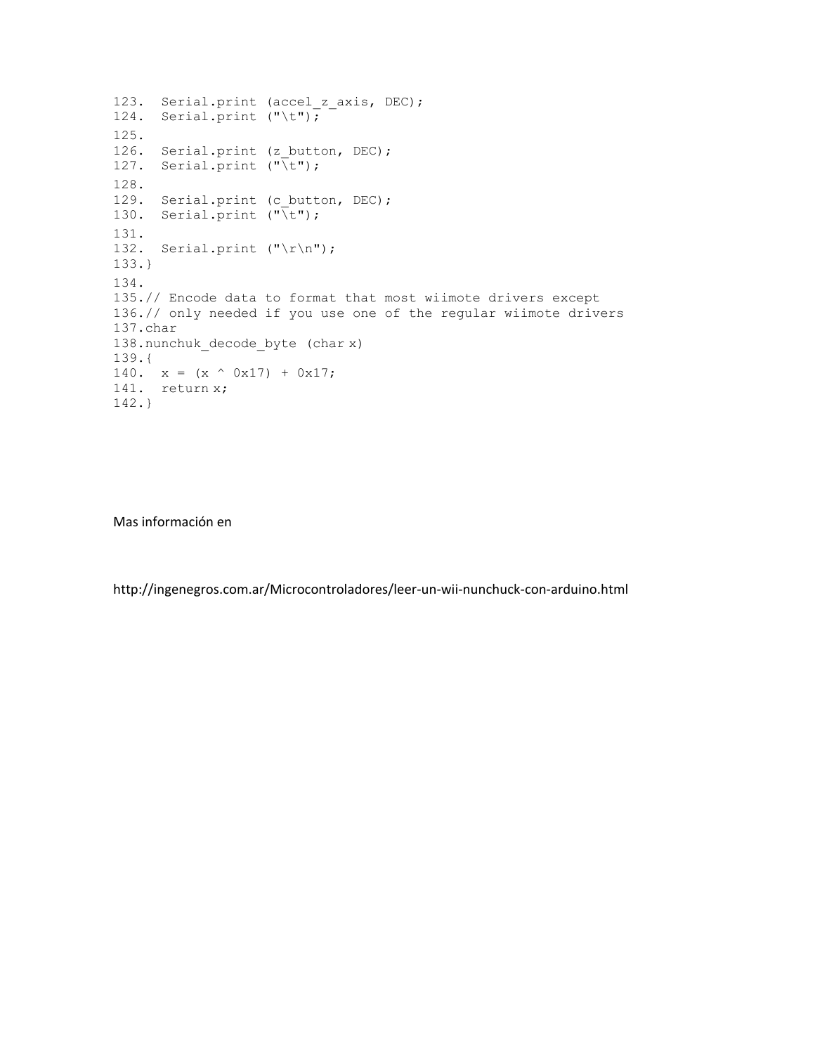```
123.  Serial.print (accel_z_axis, DEC);
124.  Serial.print ("\t");
125.
126.  Serial.print (z_button, DEC);
127.  Serial.print ("\t");
128.
129.  Serial.print (c_button, DEC);
130.  Serial.print ("\t");
131.
132.  Serial.print ("\r\n");
133.}
134.
135.// Encode data to format that most wiimote drivers except
136.// only needed if you use one of the regular wiimote drivers
137.char
138.nunchuk_decode_byte (char x)
139.{
140.  x = (x ^ 0x17) + 0x17;
141.  return x;
142.}
```

Mas información en

http://ingenegros.com.ar/Microcontroladores/leer-un-wii-nunchuck-con-arduino.html